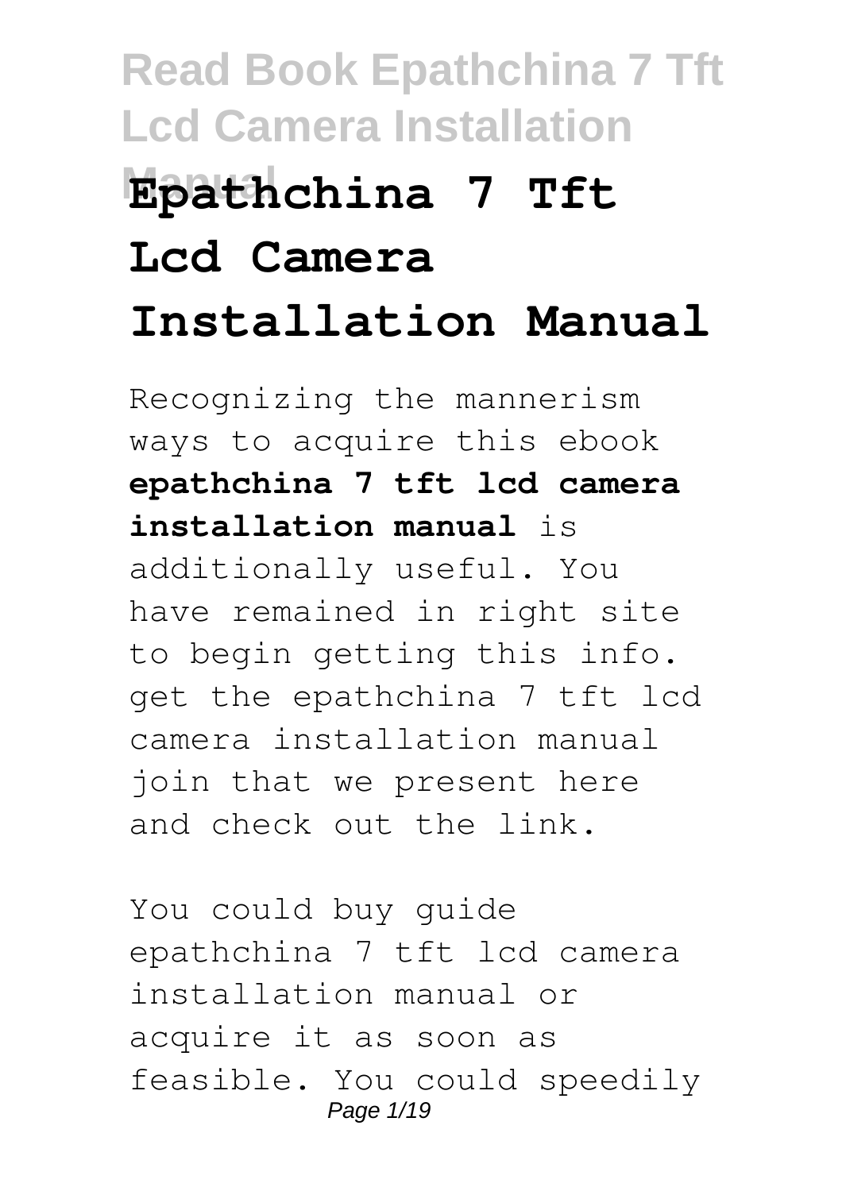# Epathchina 7 Tft Lcd Camera Installation Manual

Recognizing the mannerism ways to acquire this ebook **epathchina 7 tft lcd camera installation manual** is additionally useful. You have remained in right site to begin getting this info. get the epathchina 7 tft lcd camera installation manual join that we present here and check out the link.

You could buy guide epathchina 7 tft lcd camera installation manual or acquire it as soon as feasible. You could speedily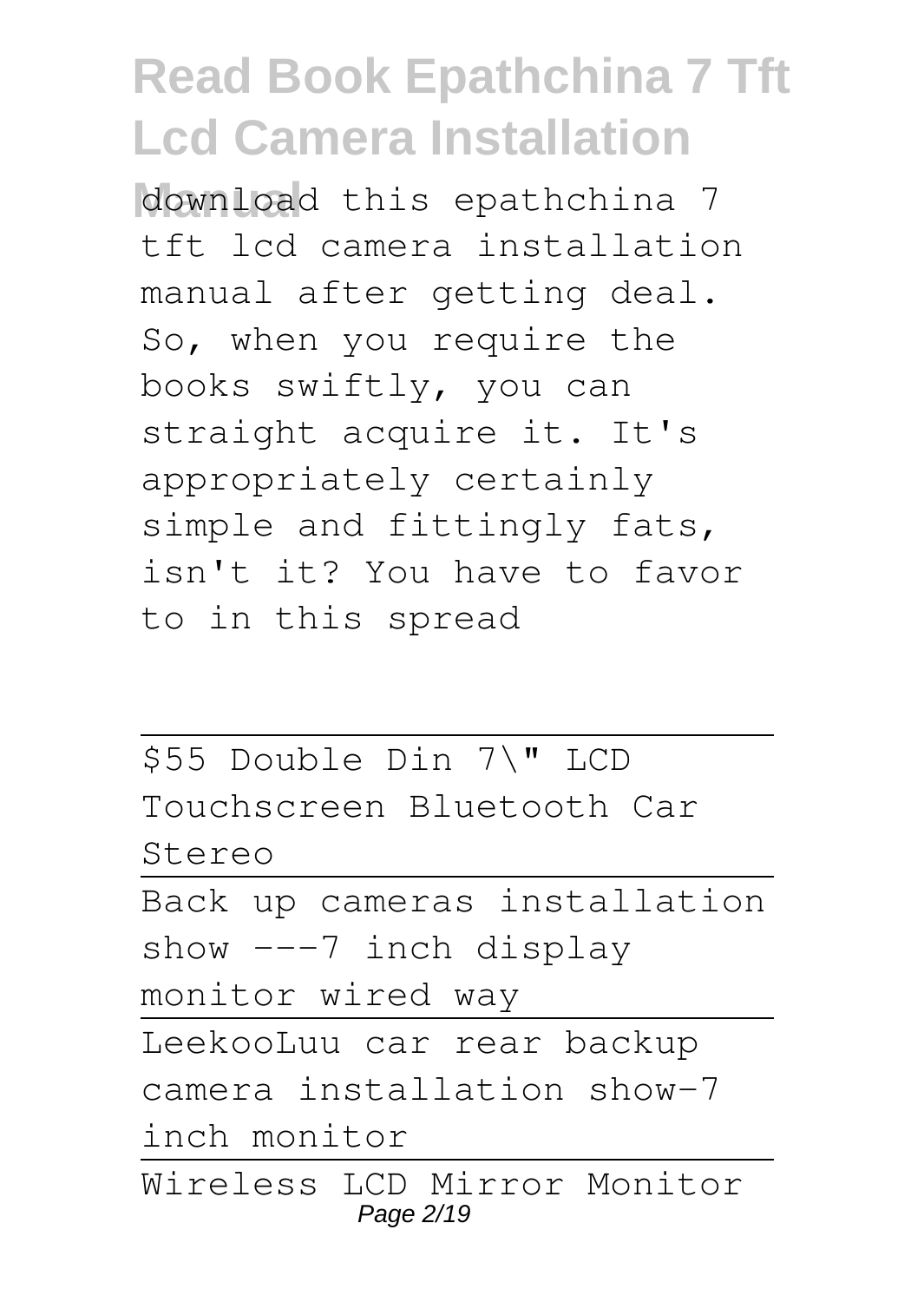download this epathchina 7 tft lcd camera installation manual after getting deal. So, when you require the books swiftly, you can straight acquire it. It's appropriately certainly simple and fittingly fats, isn't it? You have to favor to in this spread

---

$55 Double Din 7\" LCD Touchscreen Bluetooth Car Stereo

---

Back up cameras installation show ---7 inch display monitor wired way

---

LeekooLuu car rear backup camera installation show-7 inch monitor

---

Wireless LCD Mirror Monitor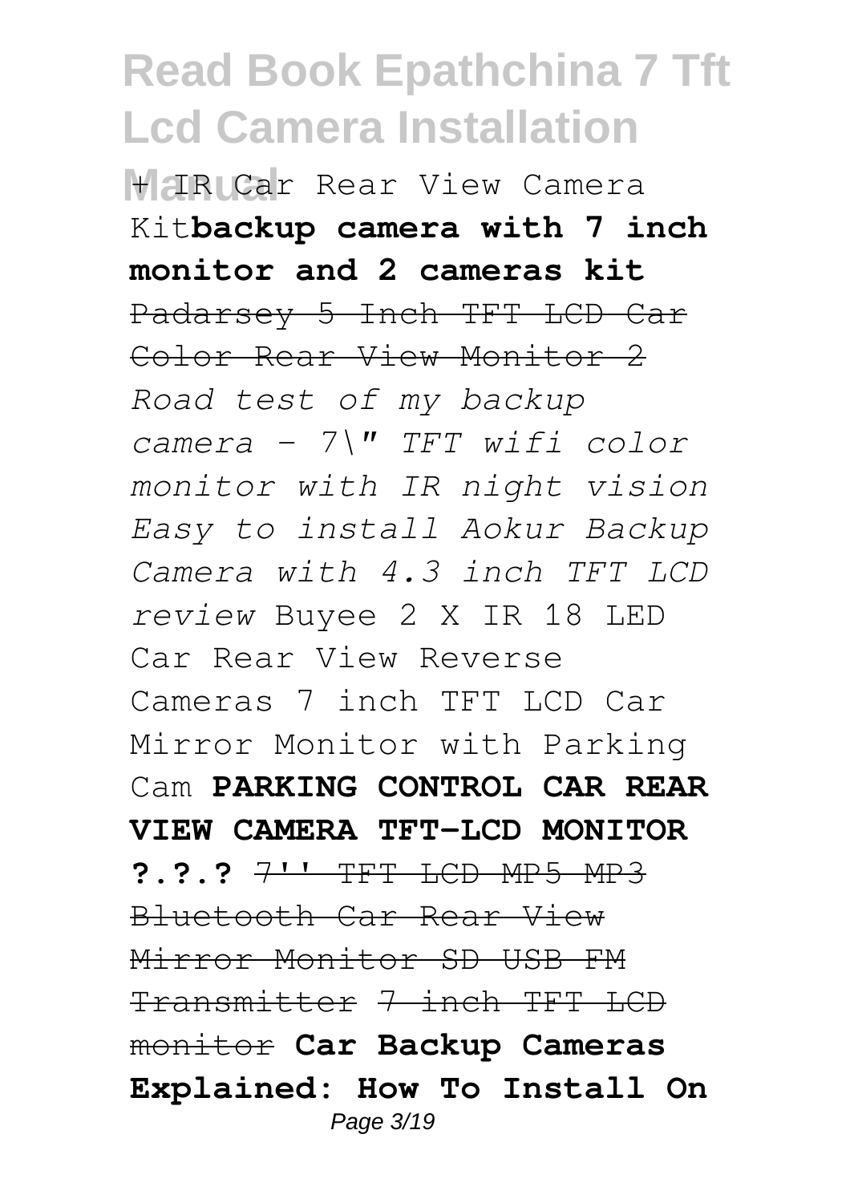+ IR Car Rear View Camera Kit**backup camera with 7 inch monitor and 2 cameras kit** ~~Padarsey 5 Inch TFT LCD Car Color Rear View Monitor 2~~ *Road test of my backup camera - 7\" TFT wifi color monitor with IR night vision Easy to install Aokur Backup Camera with 4.3 inch TFT LCD review* Buyee 2 X IR 18 LED Car Rear View Reverse Cameras 7 inch TFT LCD Car Mirror Monitor with Parking Cam **PARKING CONTROL CAR REAR VIEW CAMERA TFT-LCD MONITOR ?.?.?** ~~7'' TFT LCD MP5 MP3 Bluetooth Car Rear View Mirror Monitor SD USB FM Transmitter~~ ~~7 inch TFT LCD monitor~~ **Car Backup Cameras Explained: How To Install On**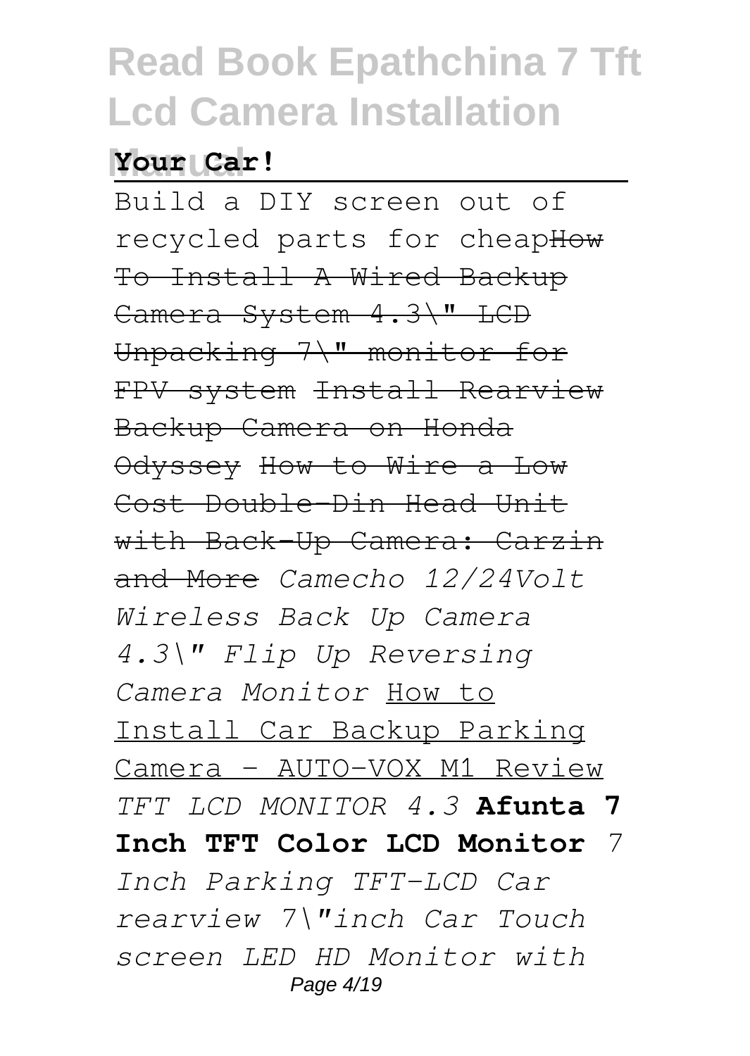**Your Car!**

---

Build a DIY screen out of recycled parts for cheap~~How To Install A Wired Backup Camera System 4.3\" LCD~~ ~~Unpacking 7\" monitor for FPV system~~ ~~Install Rearview Backup Camera on Honda Odyssey~~ ~~How to Wire a Low Cost Double-Din Head Unit with Back-Up Camera: Carzin and More~~ *Camecho 12/24Volt Wireless Back Up Camera 4.3\" Flip Up Reversing Camera Monitor* How to Install Car Backup Parking Camera - AUTO-VOX M1 Review *TFT LCD MONITOR 4.3* **Afunta 7 Inch TFT Color LCD Monitor** *7 Inch Parking TFT-LCD Car rearview 7\"inch Car Touch screen LED HD Monitor with*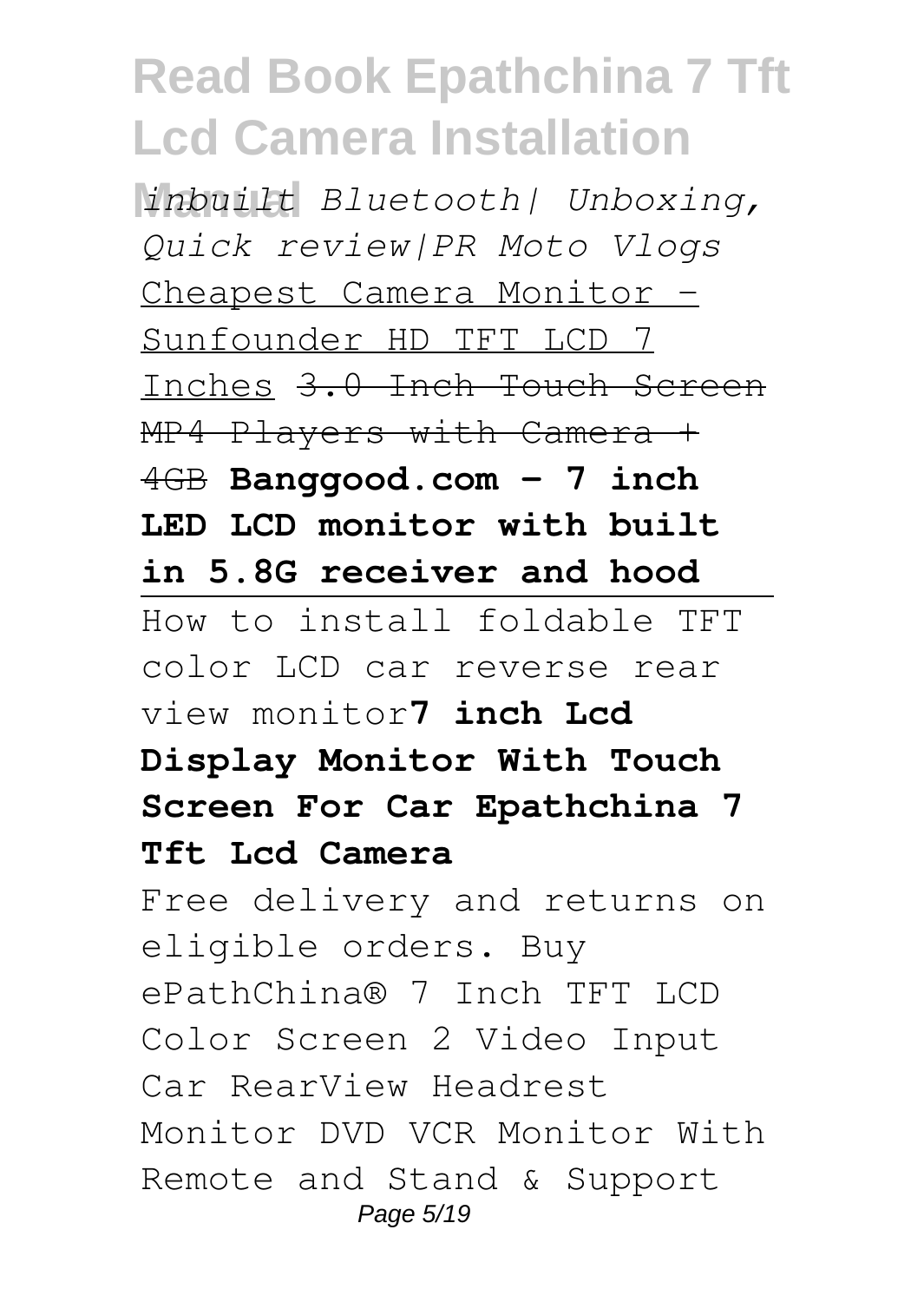*inbuilt Bluetooth| Unboxing, Quick review|PR Moto Vlogs*

Cheapest Camera Monitor - Sunfounder HD TFT LCD 7 Inches ~~3.0 Inch Touch Screen MP4 Players with Camera + 4GB~~ **Banggood.com - 7 inch LED LCD monitor with built in 5.8G receiver and hood**

How to install foldable TFT color LCD car reverse rear view monitor**7 inch Lcd Display Monitor With Touch Screen For Car Epathchina 7 Tft Lcd Camera**

Free delivery and returns on eligible orders. Buy ePathChina® 7 Inch TFT LCD Color Screen 2 Video Input Car RearView Headrest Monitor DVD VCR Monitor With Remote and Stand & Support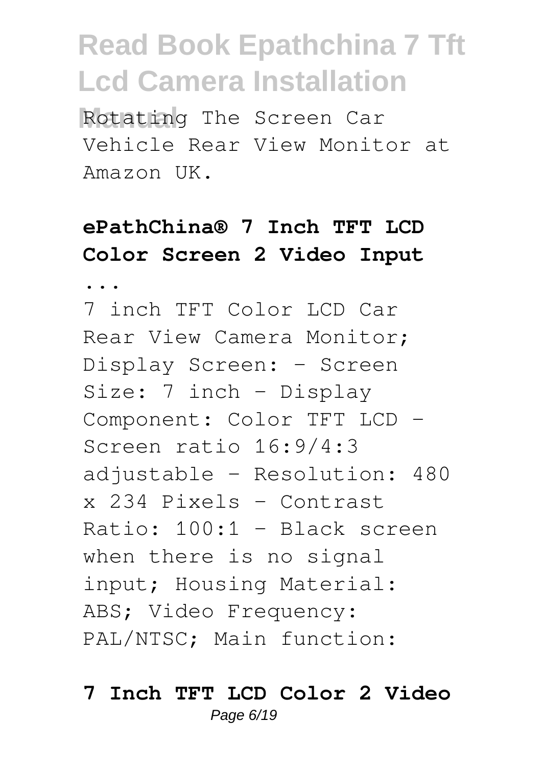Rotating The Screen Car Vehicle Rear View Monitor at Amazon UK.

**ePathChina® 7 Inch TFT LCD Color Screen 2 Video Input ...**

7 inch TFT Color LCD Car Rear View Camera Monitor; Display Screen: - Screen Size: 7 inch - Display Component: Color TFT LCD - Screen ratio 16:9/4:3 adjustable - Resolution: 480 x 234 Pixels - Contrast Ratio: 100:1 - Black screen when there is no signal input; Housing Material: ABS; Video Frequency: PAL/NTSC; Main function:

**7 Inch TFT LCD Color 2 Video**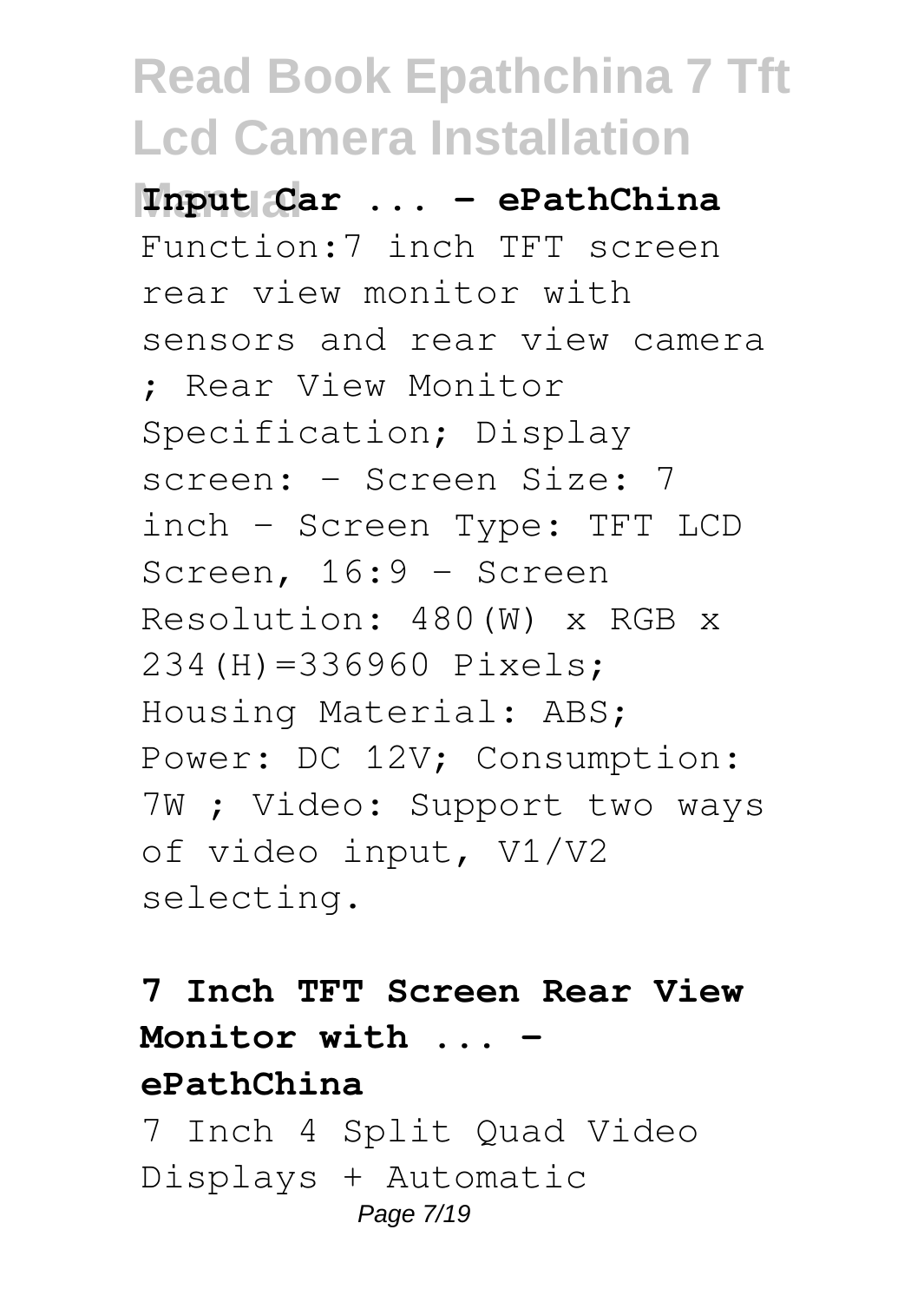**Input Car ... - ePathChina**

Function:7 inch TFT screen rear view monitor with sensors and rear view camera ; Rear View Monitor Specification; Display screen: - Screen Size: 7 inch - Screen Type: TFT LCD Screen, 16:9 - Screen Resolution: 480(W) x RGB x 234(H)=336960 Pixels; Housing Material: ABS; Power: DC 12V; Consumption: 7W ; Video: Support two ways of video input, V1/V2 selecting.

**7 Inch TFT Screen Rear View Monitor with ... - ePathChina**

7 Inch 4 Split Quad Video Displays + Automatic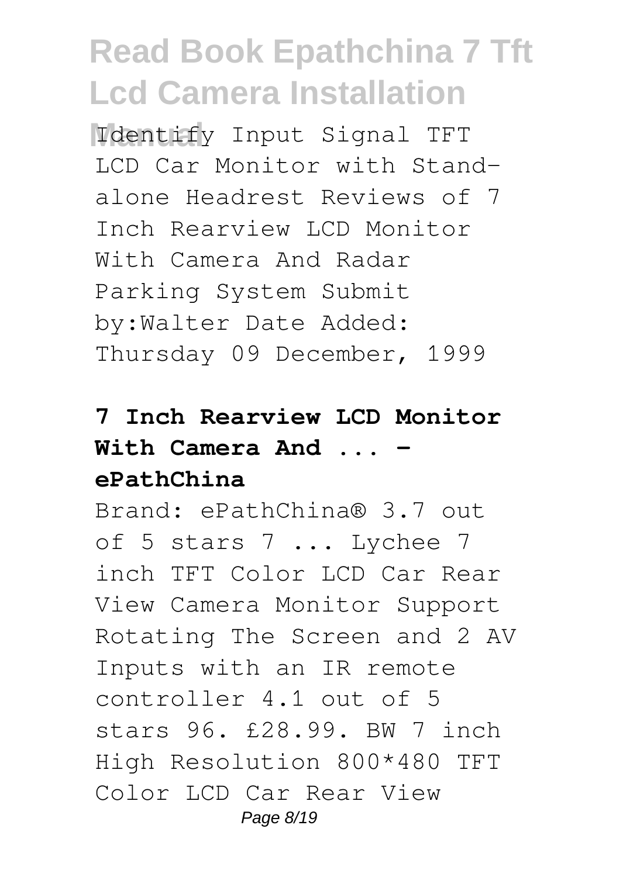Identify Input Signal TFT LCD Car Monitor with Stand-alone Headrest Reviews of 7 Inch Rearview LCD Monitor With Camera And Radar Parking System Submit by:Walter Date Added: Thursday 09 December, 1999

**7 Inch Rearview LCD Monitor With Camera And ... - ePathChina**

Brand: ePathChina® 3.7 out of 5 stars 7 ... Lychee 7 inch TFT Color LCD Car Rear View Camera Monitor Support Rotating The Screen and 2 AV Inputs with an IR remote controller 4.1 out of 5 stars 96. £28.99. BW 7 inch High Resolution 800*480 TFT Color LCD Car Rear View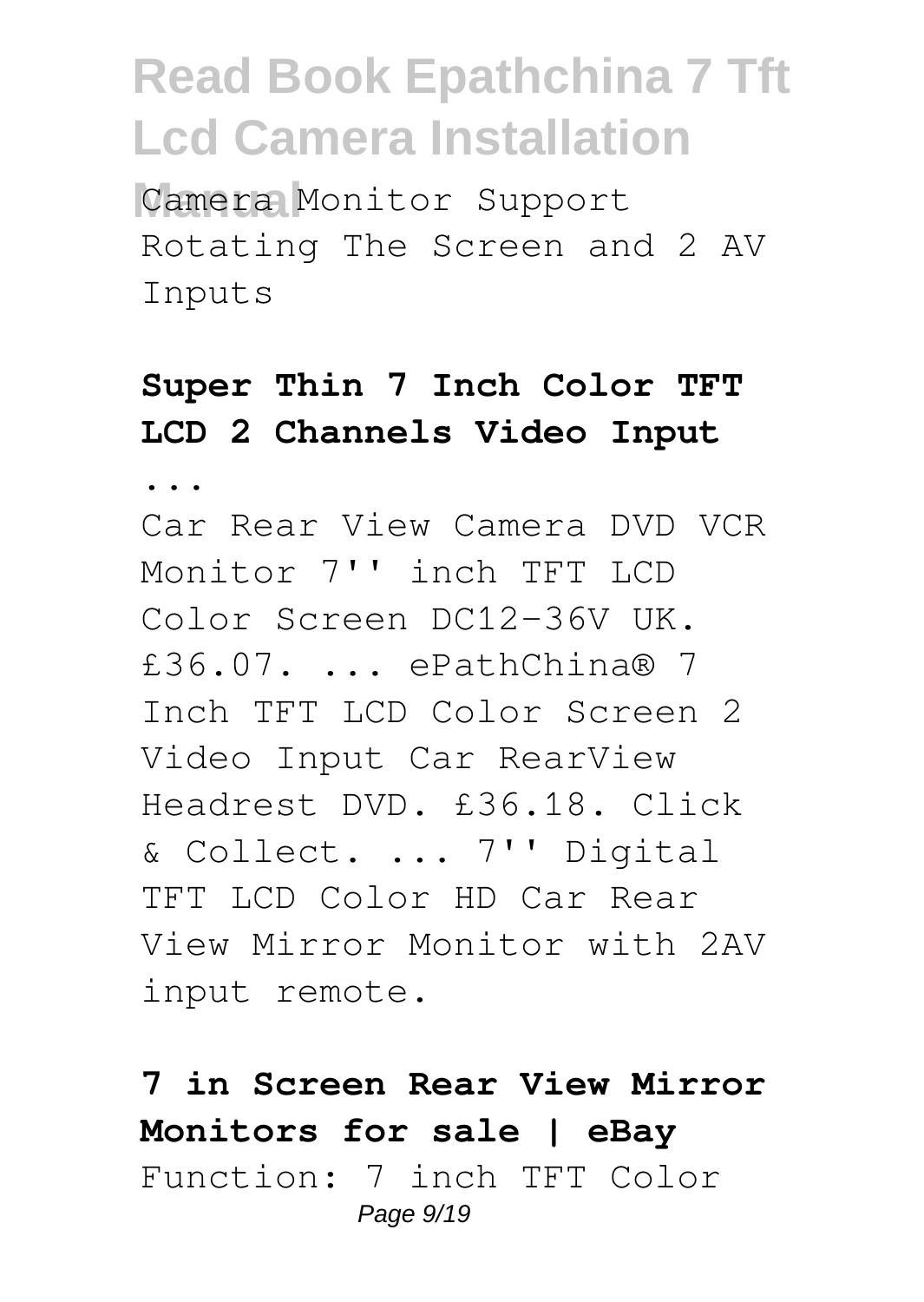Camera Monitor Support Rotating The Screen and 2 AV Inputs

**Super Thin 7 Inch Color TFT LCD 2 Channels Video Input ...**

Car Rear View Camera DVD VCR Monitor 7'' inch TFT LCD Color Screen DC12-36V UK. £36.07. ... ePathChina® 7 Inch TFT LCD Color Screen 2 Video Input Car RearView Headrest DVD. £36.18. Click & Collect. ... 7'' Digital TFT LCD Color HD Car Rear View Mirror Monitor with 2AV input remote.

**7 in Screen Rear View Mirror Monitors for sale | eBay**

Function: 7 inch TFT Color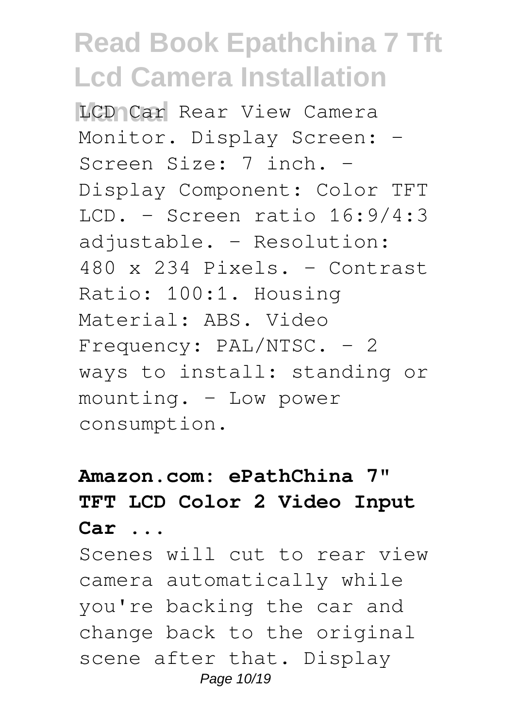LCD Car Rear View Camera Monitor. Display Screen: - Screen Size: 7 inch. - Display Component: Color TFT LCD. - Screen ratio 16:9/4:3 adjustable. - Resolution: 480 x 234 Pixels. - Contrast Ratio: 100:1. Housing Material: ABS. Video Frequency: PAL/NTSC. - 2 ways to install: standing or mounting. - Low power consumption.

**Amazon.com: ePathChina 7" TFT LCD Color 2 Video Input Car ...**

Scenes will cut to rear view camera automatically while you're backing the car and change back to the original scene after that. Display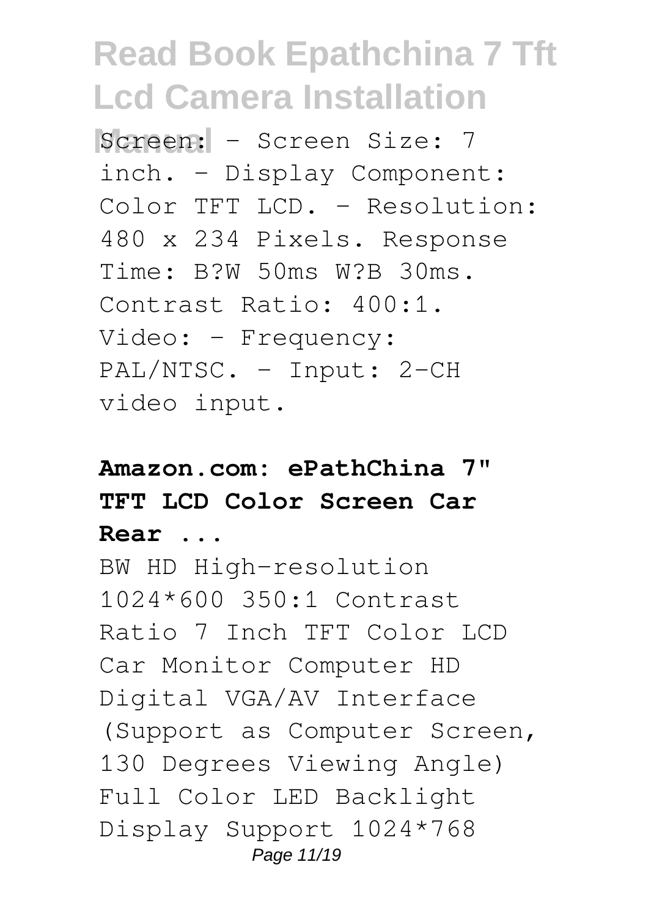Screen: - Screen Size: 7 inch. - Display Component: Color TFT LCD. - Resolution: 480 x 234 Pixels. Response Time: B?W 50ms W?B 30ms. Contrast Ratio: 400:1. Video: - Frequency: PAL/NTSC. - Input: 2-CH video input.

**Amazon.com: ePathChina 7" TFT LCD Color Screen Car Rear ...**

BW HD High-resolution 1024*600 350:1 Contrast Ratio 7 Inch TFT Color LCD Car Monitor Computer HD Digital VGA/AV Interface (Support as Computer Screen, 130 Degrees Viewing Angle) Full Color LED Backlight Display Support 1024*768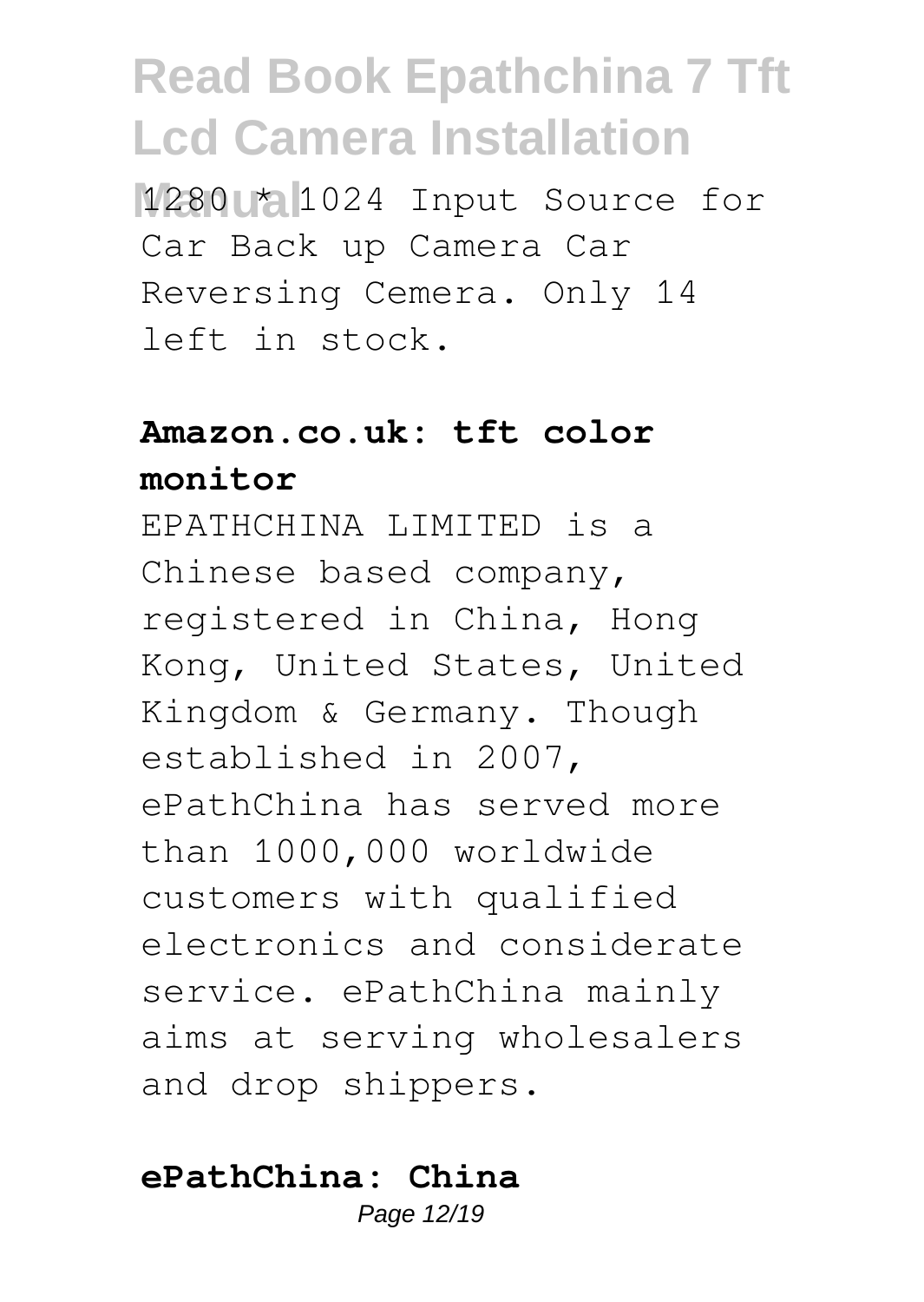1280 * 1024 Input Source for Car Back up Camera Car Reversing Cemera. Only 14 left in stock.

**Amazon.co.uk: tft color monitor**

EPATHCHINA LIMITED is a Chinese based company, registered in China, Hong Kong, United States, United Kingdom & Germany. Though established in 2007, ePathChina has served more than 1000,000 worldwide customers with qualified electronics and considerate service. ePathChina mainly aims at serving wholesalers and drop shippers.

**ePathChina: China**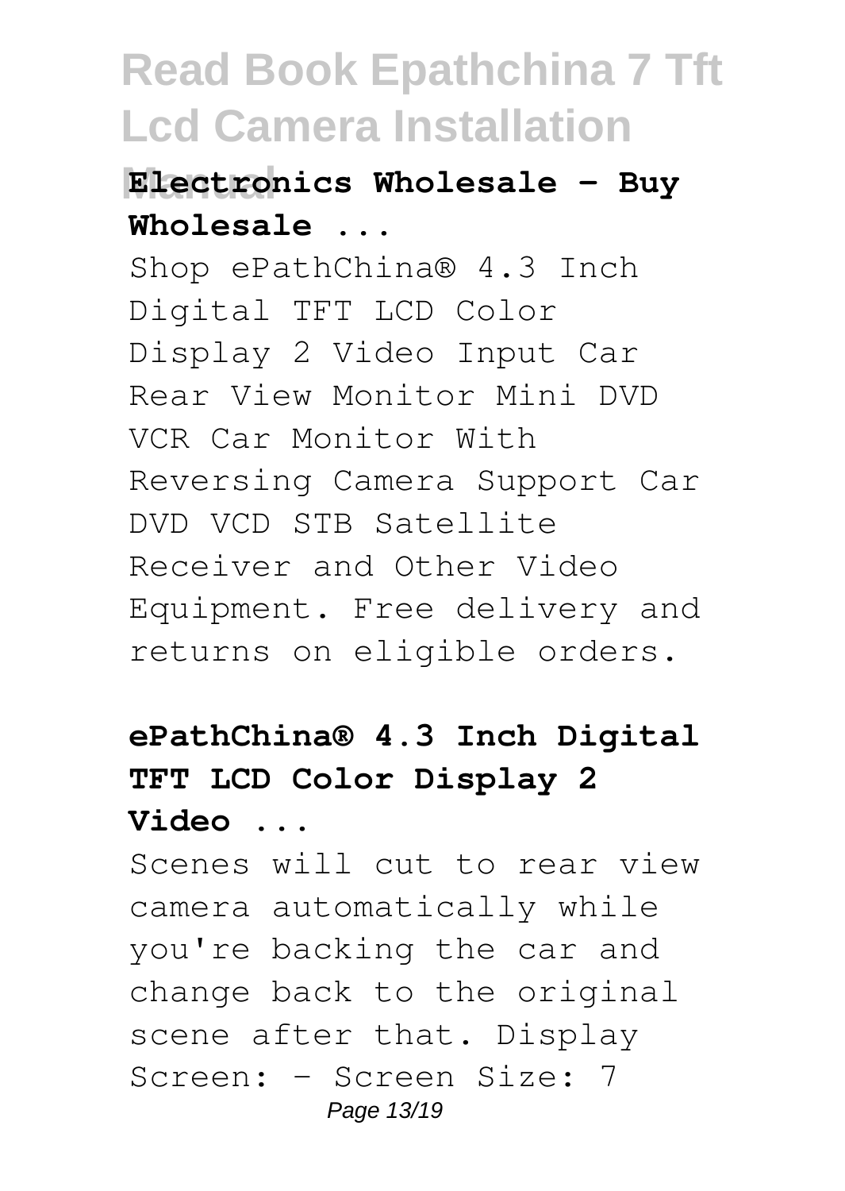### Electronics Wholesale - Buy Wholesale ...

Shop ePathChina® 4.3 Inch Digital TFT LCD Color Display 2 Video Input Car Rear View Monitor Mini DVD VCR Car Monitor With Reversing Camera Support Car DVD VCD STB Satellite Receiver and Other Video Equipment. Free delivery and returns on eligible orders.

### ePathChina® 4.3 Inch Digital TFT LCD Color Display 2 Video ...

Scenes will cut to rear view camera automatically while you're backing the car and change back to the original scene after that. Display Screen: - Screen Size: 7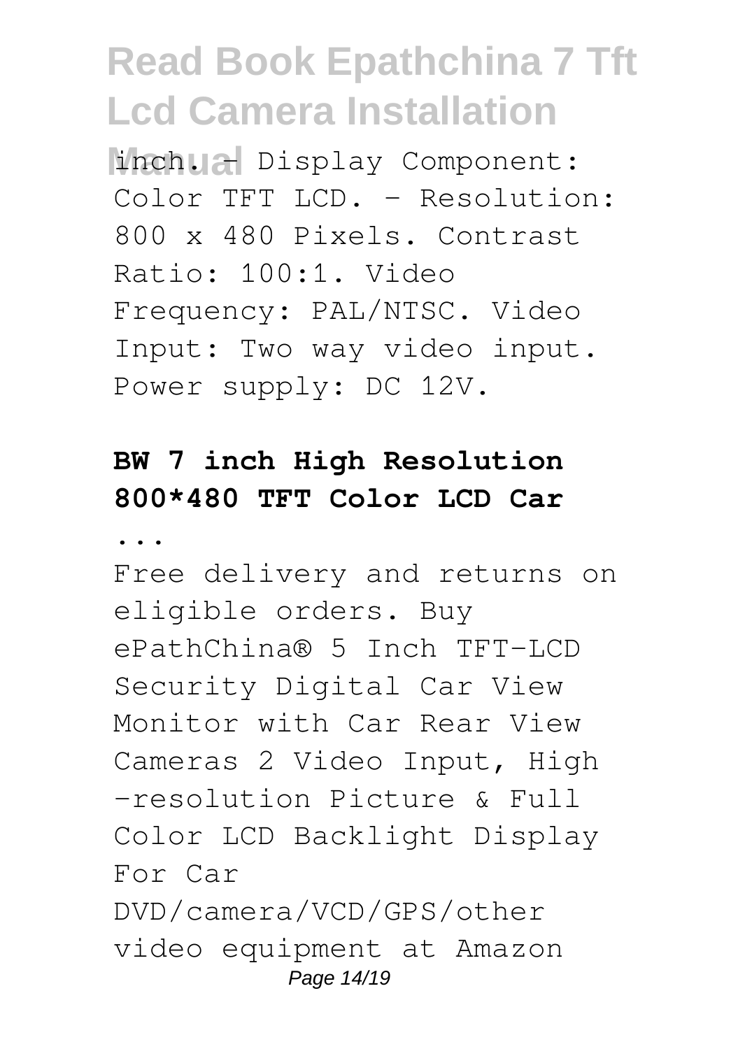inch. - Display Component: Color TFT LCD. - Resolution: 800 x 480 Pixels. Contrast Ratio: 100:1. Video Frequency: PAL/NTSC. Video Input: Two way video input. Power supply: DC 12V.

**BW 7 inch High Resolution 800*480 TFT Color LCD Car ...**

Free delivery and returns on eligible orders. Buy ePathChina® 5 Inch TFT-LCD Security Digital Car View Monitor with Car Rear View Cameras 2 Video Input, High -resolution Picture & Full Color LCD Backlight Display For Car DVD/camera/VCD/GPS/other video equipment at Amazon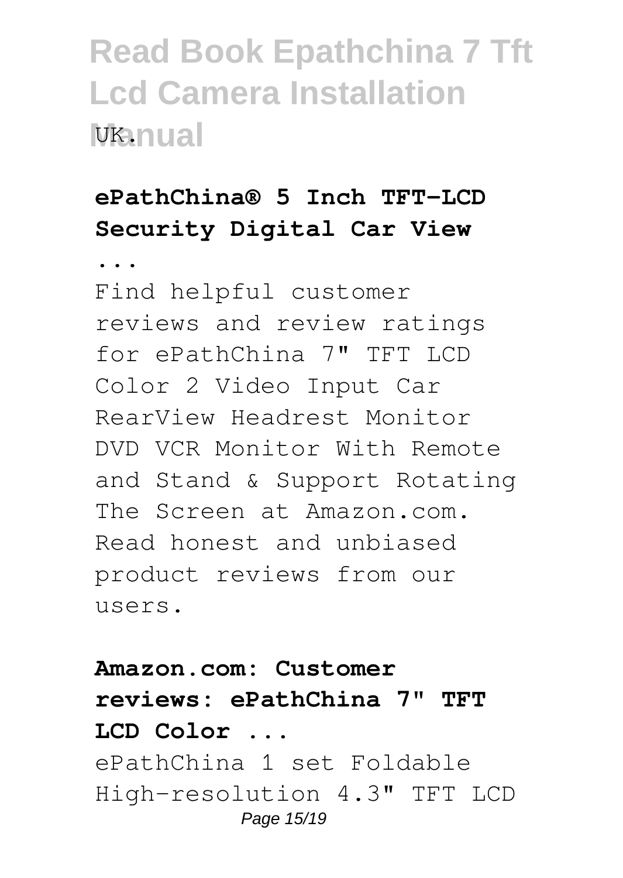UK.

**ePathChina® 5 Inch TFT-LCD Security Digital Car View ...**

Find helpful customer reviews and review ratings for ePathChina 7" TFT LCD Color 2 Video Input Car RearView Headrest Monitor DVD VCR Monitor With Remote and Stand & Support Rotating The Screen at Amazon.com. Read honest and unbiased product reviews from our users.

**Amazon.com: Customer reviews: ePathChina 7" TFT LCD Color ...**

ePathChina 1 set Foldable High-resolution 4.3" TFT LCD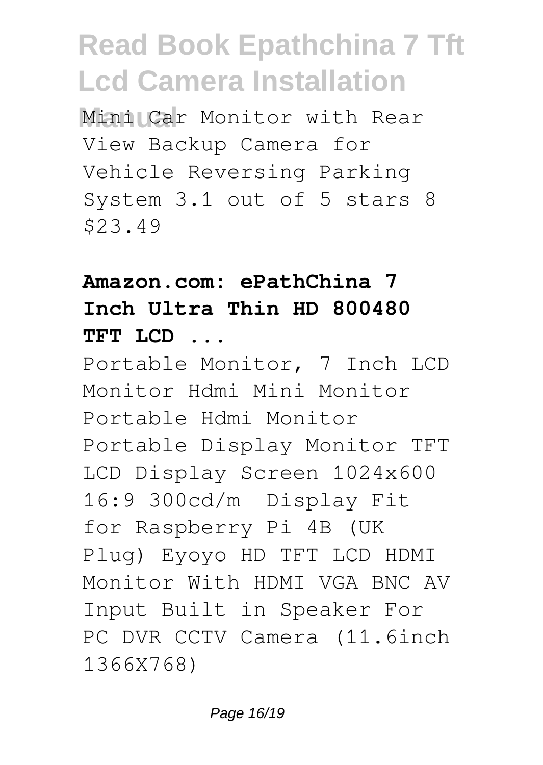Mini Car Monitor with Rear View Backup Camera for Vehicle Reversing Parking System 3.1 out of 5 stars 8 $23.49

**Amazon.com: ePathChina 7 Inch Ultra Thin HD 800480 TFT LCD ...**

Portable Monitor, 7 Inch LCD Monitor Hdmi Mini Monitor Portable Hdmi Monitor Portable Display Monitor TFT LCD Display Screen 1024x600 16:9 300cd/m Display Fit for Raspberry Pi 4B (UK Plug) Eyoyo HD TFT LCD HDMI Monitor With HDMI VGA BNC AV Input Built in Speaker For PC DVR CCTV Camera (11.6inch 1366X768)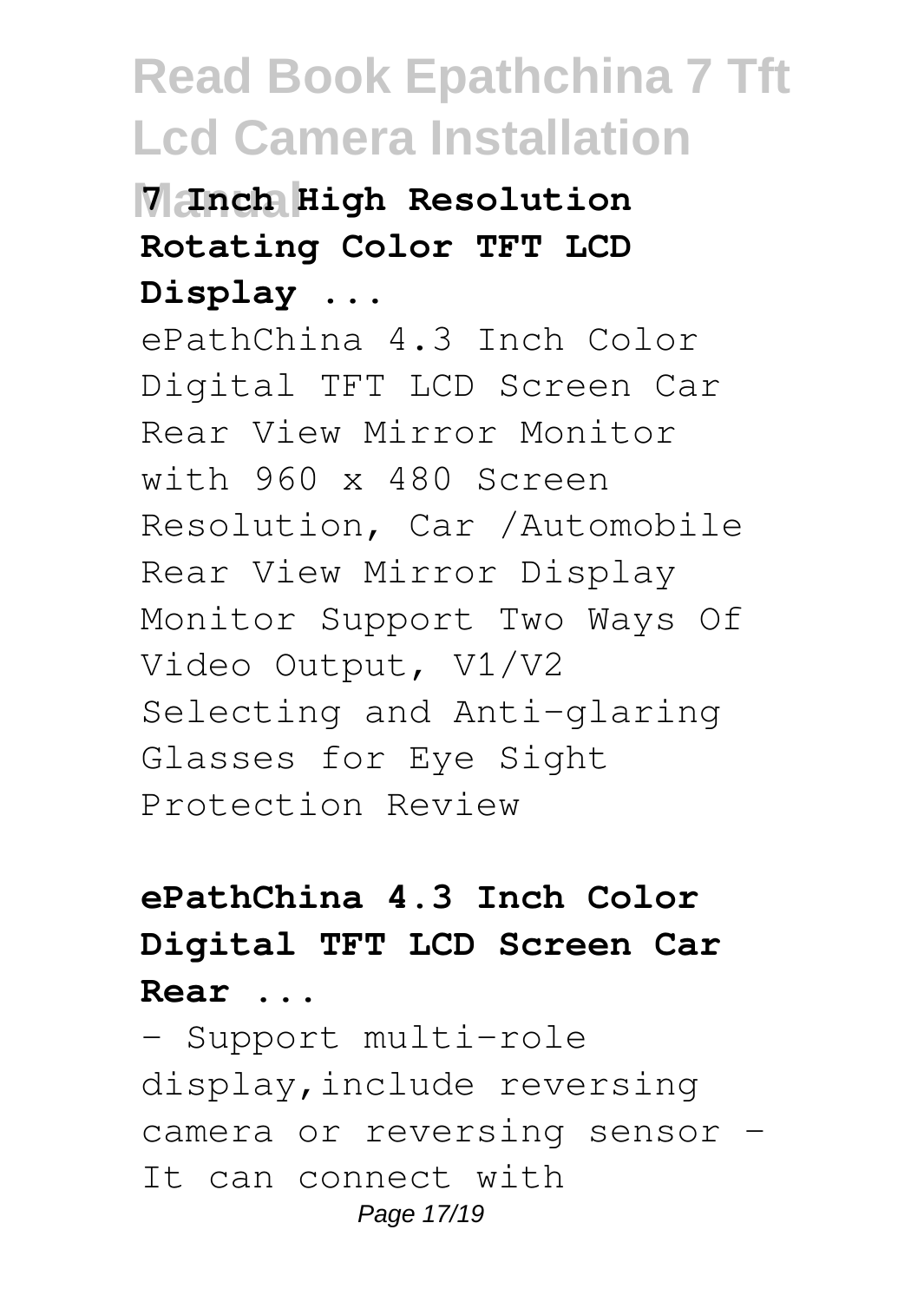**7 Inch High Resolution Rotating Color TFT LCD Display ...**

ePathChina 4.3 Inch Color Digital TFT LCD Screen Car Rear View Mirror Monitor with 960 x 480 Screen Resolution, Car /Automobile Rear View Mirror Display Monitor Support Two Ways Of Video Output, V1/V2 Selecting and Anti-glaring Glasses for Eye Sight Protection Review

**ePathChina 4.3 Inch Color Digital TFT LCD Screen Car Rear ...**

- Support multi-role display,include reversing camera or reversing sensor - It can connect with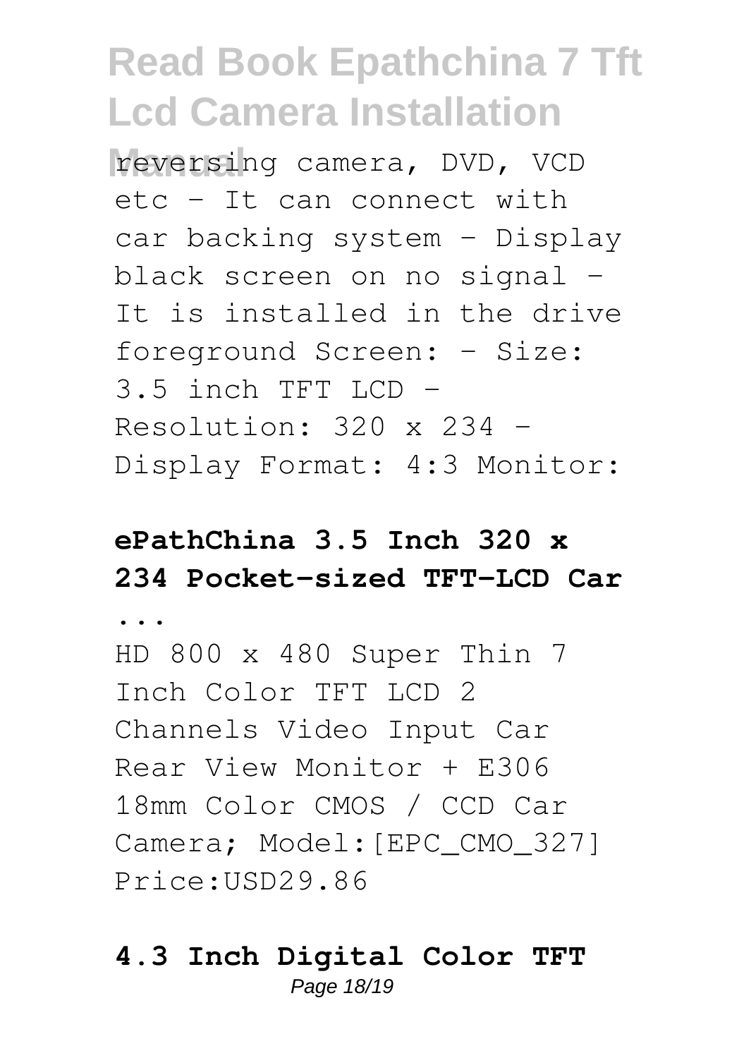reversing camera, DVD, VCD etc - It can connect with car backing system - Display black screen on no signal - It is installed in the drive foreground Screen: - Size: 3.5 inch TFT LCD - Resolution: 320 x 234 - Display Format: 4:3 Monitor:

**ePathChina 3.5 Inch 320 x 234 Pocket-sized TFT-LCD Car ...**

HD 800 x 480 Super Thin 7 Inch Color TFT LCD 2 Channels Video Input Car Rear View Monitor + E306 18mm Color CMOS / CCD Car Camera; Model:[EPC_CMO_327] Price:USD29.86

**4.3 Inch Digital Color TFT**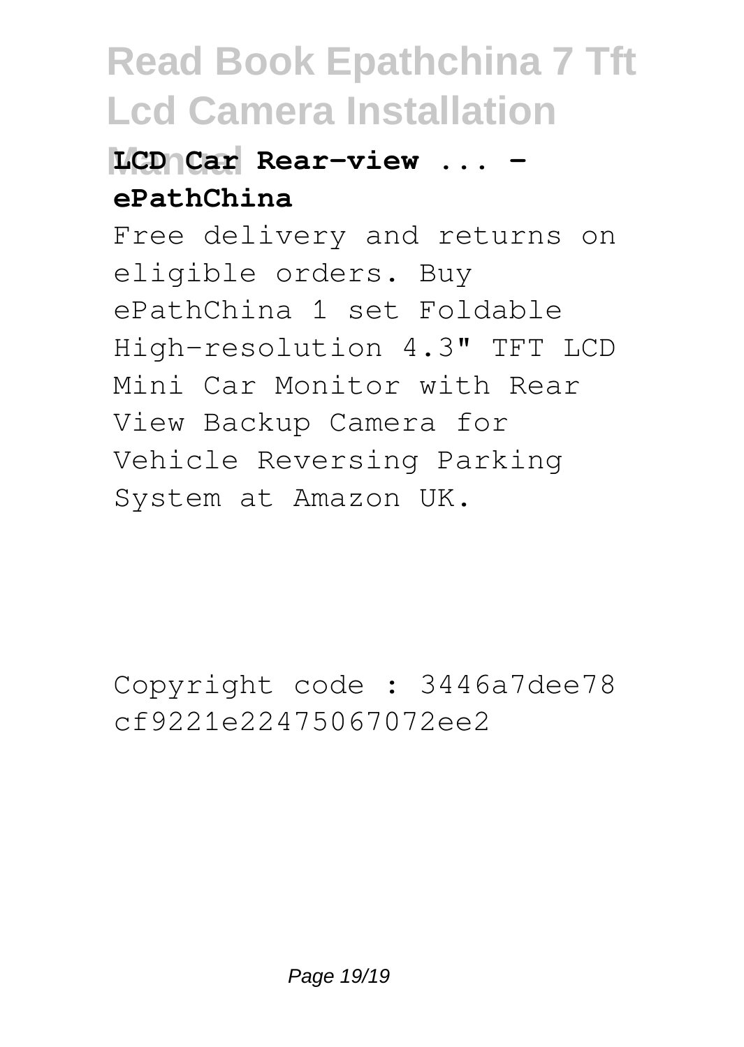**LCD Car Rear-view ... - ePathChina**

Free delivery and returns on eligible orders. Buy ePathChina 1 set Foldable High-resolution 4.3" TFT LCD Mini Car Monitor with Rear View Backup Camera for Vehicle Reversing Parking System at Amazon UK.

Copyright code : 3446a7dee78cf9221e22475067072ee2